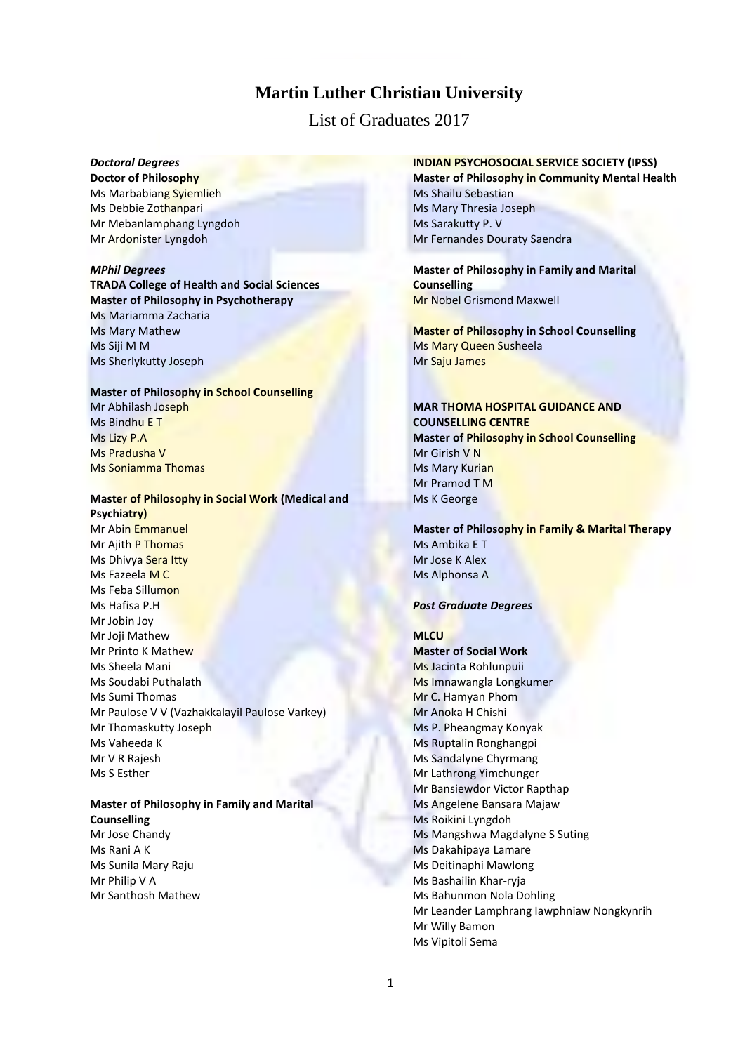# Martin Luther Christian University

List of Graduates 2017

***Doctoral Degrees***

**Doctor of Philosophy**

Ms Marbabiang Syiemlieh
Ms Debbie Zothanpari
Mr Mebanlamphang Lyngdoh
Mr Ardonister Lyngdoh

***MPhil Degrees***

**TRADA College of Health and Social Sciences**

**Master of Philosophy in Psychotherapy**

Ms Mariamma Zacharia
Ms Mary Mathew
Ms Siji M M
Ms Sherlykutty Joseph

**Master of Philosophy in School Counselling**

Mr Abhilash Joseph
Ms Bindhu E T
Ms Lizy P.A
Ms Pradusha V
Ms Soniamma Thomas

**Master of Philosophy in Social Work (Medical and Psychiatry)**

Mr Abin Emmanuel
Mr Ajith P Thomas
Ms Dhivya Sera Itty
Ms Fazeela M C
Ms Feba Sillumon
Ms Hafisa P.H
Mr Jobin Joy
Mr Joji Mathew
Mr Printo K Mathew
Ms Sheela Mani
Ms Soudabi Puthalath
Ms Sumi Thomas
Mr Paulose V V (Vazhakkalayil Paulose Varkey)
Mr Thomaskutty Joseph
Ms Vaheeda K
Mr V R Rajesh
Ms S Esther

**Master of Philosophy in Family and Marital Counselling**

Mr Jose Chandy
Ms Rani A K
Ms Sunila Mary Raju
Mr Philip V A
Mr Santhosh Mathew

**INDIAN PSYCHOSOCIAL SERVICE SOCIETY (IPSS)**

**Master of Philosophy in Community Mental Health**

Ms Shailu Sebastian
Ms Mary Thresia Joseph
Ms Sarakutty P. V
Mr Fernandes Douraty Saendra

**Master of Philosophy in Family and Marital Counselling**

Mr Nobel Grismond Maxwell

**Master of Philosophy in School Counselling**

Ms Mary Queen Susheela
Mr Saju James

**MAR THOMA HOSPITAL GUIDANCE AND COUNSELLING CENTRE**

**Master of Philosophy in School Counselling**

Mr Girish V N
Ms Mary Kurian
Mr Pramod T M
Ms K George

**Master of Philosophy in Family & Marital Therapy**

Ms Ambika E T
Mr Jose K Alex
Ms Alphonsa A

***Post Graduate Degrees***

**MLCU**

**Master of Social Work**

Ms Jacinta Rohlunpuii
Ms Imnawangla Longkumer
Mr C. Hamyan Phom
Mr Anoka H Chishi
Ms P. Pheangmay Konyak
Ms Ruptalin Ronghangpi
Ms Sandalyne Chyrmang
Mr Lathrong Yimchunger
Mr Bansiewdor Victor Rapthap
Ms Angelene Bansara Majaw
Ms Roikini Lyngdoh
Ms Mangshwa Magdalyne S Suting
Ms Dakahipaya Lamare
Ms Deitinaphi Mawlong
Ms Bashailin Khar-ryja
Ms Bahunmon Nola Dohling
Mr Leander Lamphrang Iawphniaw Nongkynrih
Mr Willy Bamon
Ms Vipitoli Sema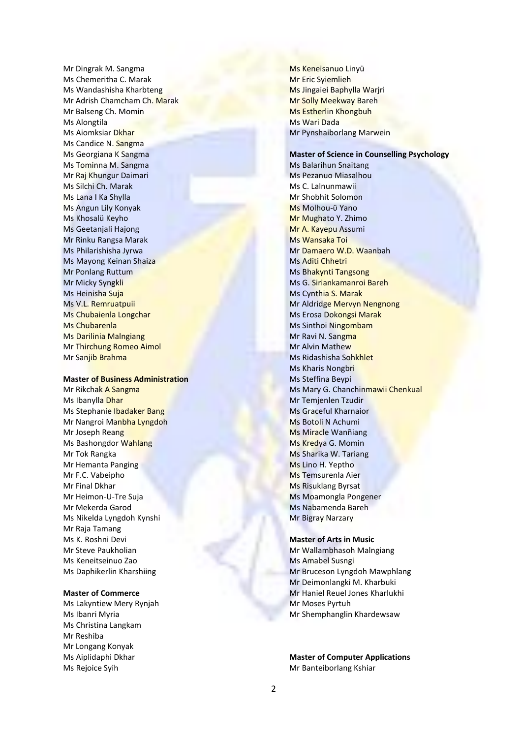Mr Dingrak M. Sangma
Ms Chemeritha C. Marak
Ms Wandashisha Kharbteng
Mr Adrish Chamcham Ch. Marak
Mr Balseng Ch. Momin
Ms Alongtila
Ms Aiomksiar Dkhar
Ms Candice N. Sangma
Ms Georgiana K Sangma
Ms Tominna M. Sangma
Mr Raj Khungur Daimari
Ms Silchi Ch. Marak
Ms Lana I Ka Shylla
Ms Angun Lily Konyak
Ms Khosalü Keyho
Ms Geetanjali Hajong
Mr Rinku Rangsa Marak
Ms Philarishisha Jyrwa
Ms Mayong Keinan Shaiza
Mr Ponlang Ruttum
Mr Micky Syngkli
Ms Heinisha Suja
Ms V.L. Remruatpuii
Ms Chubaienla Longchar
Ms Chubarenla
Ms Darilinia Malngiang
Mr Thirchung Romeo Aimol
Mr Sanjib Brahma

**Master of Business Administration**

Mr Rikchak A Sangma
Ms Ibanylla Dhar
Ms Stephanie Ibadaker Bang
Mr Nangroi Manbha Lyngdoh
Mr Joseph Reang
Ms Bashongdor Wahlang
Mr Tok Rangka
Mr Hemanta Panging
Mr F.C. Vabeipho
Mr Final Dkhar
Mr Heimon-U-Tre Suja
Mr Mekerda Garod
Ms Nikelda Lyngdoh Kynshi
Mr Raja Tamang
Ms K. Roshni Devi
Mr Steve Paukholian
Ms Keneitseinuo Zao
Ms Daphikerlin Kharshiing

**Master of Commerce**

Ms Lakyntiew Mery Rynjah
Ms Ibanri Myria
Ms Christina Langkam
Mr Reshiba
Mr Longang Konyak
Ms Aiplidaphi Dkhar
Ms Rejoice Syih
Ms Keneisanuo Linyü
Mr Eric Syiemlieh
Ms Jingaiei Baphylla Warjri
Mr Solly Meekway Bareh
Ms Estherlin Khongbuh
Ms Wari Dada
Mr Pynshaiborlang Marwein

**Master of Science in Counselling Psychology**

Ms Balarihun Snaitang
Ms Pezanuo Miasalhou
Ms C. Lalnunmawii
Mr Shobhit Solomon
Ms Molhou-ü Yano
Mr Mughato Y. Zhimo
Mr A. Kayepu Assumi
Ms Wansaka Toi
Mr Damaero W.D. Waanbah
Ms Aditi Chhetri
Ms Bhakynti Tangsong
Ms G. Siriankamanroi Bareh
Ms Cynthia S. Marak
Mr Aldridge Mervyn Nengnong
Ms Erosa Dokongsi Marak
Ms Sinthoi Ningombam
Mr Ravi N. Sangma
Mr Alvin Mathew
Ms Ridashisha Sohkhlet
Ms Kharis Nongbri
Ms Steffina Beypi
Ms Mary G. Chanchinmawii Chenkual
Mr Temjenlen Tzudir
Ms Graceful Kharnaior
Ms Botoli N Achumi
Ms Miracle Wanñiang
Ms Kredya G. Momin
Ms Sharika W. Tariang
Ms Lino H. Yeptho
Ms Temsurenla Aier
Ms Risuklang Byrsat
Ms Moamongla Pongener
Ms Nabamenda Bareh
Mr Bigray Narzary

**Master of Arts in Music**

Mr Wallambhasoh Malngiang
Ms Amabel Susngi
Mr Bruceson Lyngdoh Mawphlang
Mr Deimonlangki M. Kharbuki
Mr Haniel Reuel Jones Kharlukhi
Mr Moses Pyrtuh
Mr Shemphanglin Khardewsaw

**Master of Computer Applications**

Mr Banteiborlang Kshiar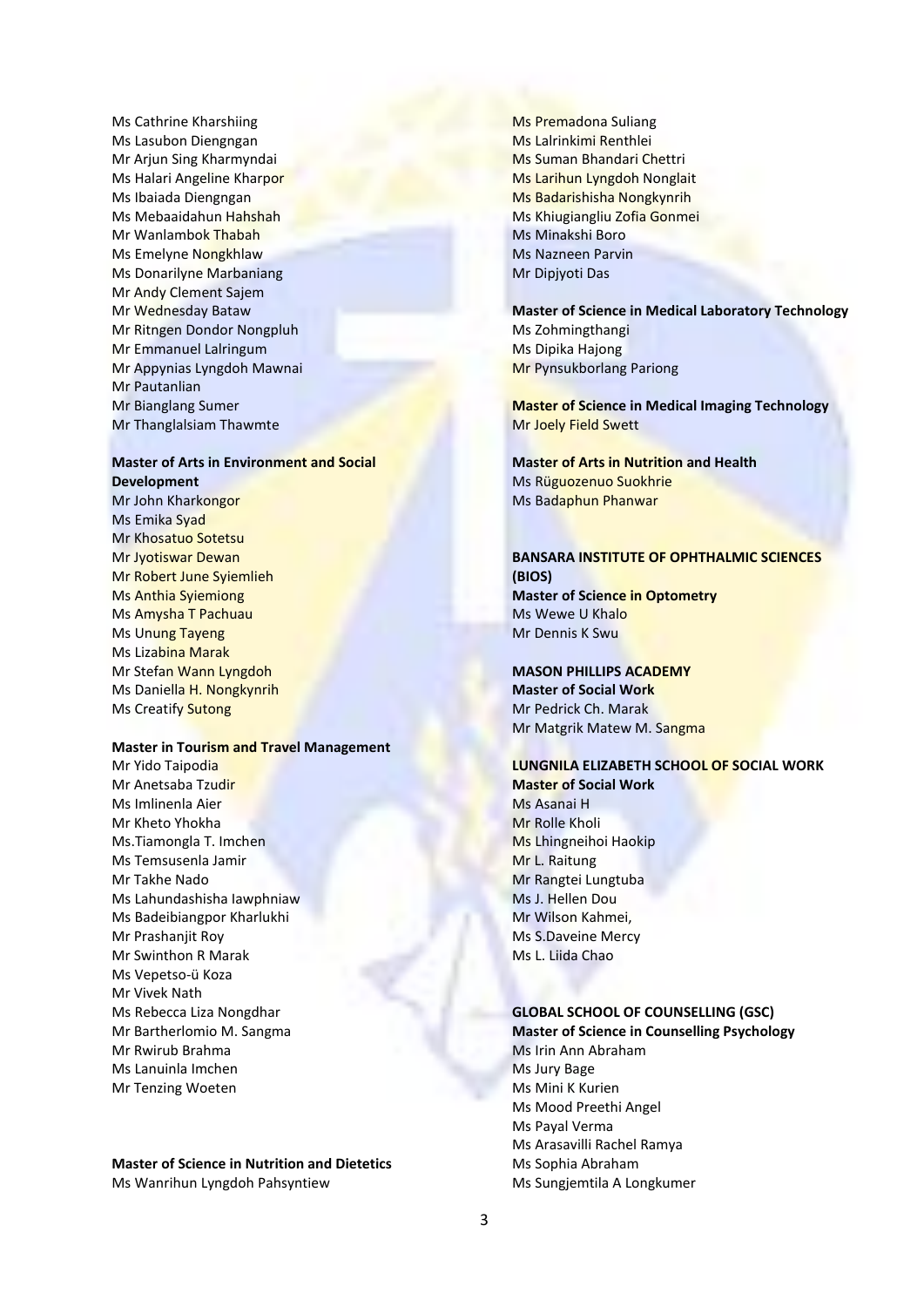Ms Cathrine Kharshiing
Ms Lasubon Diengngan
Mr Arjun Sing Kharmyndai
Ms Halari Angeline Kharpor
Ms Ibaiada Diengngan
Ms Mebaaidahun Hahshah
Mr Wanlambok Thabah
Ms Emelyne Nongkhlaw
Ms Donarilyne Marbaniang
Mr Andy Clement Sajem
Mr Wednesday Bataw
Mr Ritngen Dondor Nongpluh
Mr Emmanuel Lalringum
Mr Appynias Lyngdoh Mawnai
Mr Pautanlian
Mr Bianglang Sumer
Mr Thanglalsiam Thawmte

**Master of Arts in Environment and Social Development**

Mr John Kharkongor
Ms Emika Syad
Mr Khosatuo Sotetsu
Mr Jyotiswar Dewan
Mr Robert June Syiemlieh
Ms Anthia Syiemiong
Ms Amysha T Pachuau
Ms Unung Tayeng
Ms Lizabina Marak
Mr Stefan Wann Lyngdoh
Ms Daniella H. Nongkynrih
Ms Creatify Sutong

**Master in Tourism and Travel Management**

Mr Yido Taipodia
Mr Anetsaba Tzudir
Ms Imlinenla Aier
Mr Kheto Yhokha
Ms.Tiamongla T. Imchen
Ms Temsusenla Jamir
Mr Takhe Nado
Ms Lahundashisha Iawphniaw
Ms Badeibiangpor Kharlukhi
Mr Prashanjit Roy
Mr Swinthon R Marak
Ms Vepetso-ü Koza
Mr Vivek Nath
Ms Rebecca Liza Nongdhar
Mr Bartherlomio M. Sangma
Mr Rwirub Brahma
Ms Lanuinla Imchen
Mr Tenzing Woeten

**Master of Science in Nutrition and Dietetics**

Ms Wanrihun Lyngdoh Pahsyntiew
Ms Premadona Suliang
Ms Lalrinkimi Renthlei
Ms Suman Bhandari Chettri
Ms Larihun Lyngdoh Nonglait
Ms Badarishisha Nongkynrih
Ms Khiugiangliu Zofia Gonmei
Ms Minakshi Boro
Ms Nazneen Parvin
Mr Dipjyoti Das

**Master of Science in Medical Laboratory Technology**

Ms Zohmingthangi
Ms Dipika Hajong
Mr Pynsukborlang Pariong

**Master of Science in Medical Imaging Technology**

Mr Joely Field Swett

**Master of Arts in Nutrition and Health**

Ms Rüguozenuo Suokhrie
Ms Badaphun Phanwar

**BANSARA INSTITUTE OF OPHTHALMIC SCIENCES (BIOS)**

**Master of Science in Optometry**

Ms Wewe U Khalo
Mr Dennis K Swu

**MASON PHILLIPS ACADEMY**

**Master of Social Work**

Mr Pedrick Ch. Marak
Mr Matgrik Matew M. Sangma

**LUNGNILA ELIZABETH SCHOOL OF SOCIAL WORK**

**Master of Social Work**

Ms Asanai H
Mr Rolle Kholi
Ms Lhingneihoi Haokip
Mr L. Raitung
Mr Rangtei Lungtuba
Ms J. Hellen Dou
Mr Wilson Kahmei,
Ms S.Daveine Mercy
Ms L. Liida Chao

**GLOBAL SCHOOL OF COUNSELLING (GSC)**

**Master of Science in Counselling Psychology**

Ms Irin Ann Abraham
Ms Jury Bage
Ms Mini K Kurien
Ms Mood Preethi Angel
Ms Payal Verma
Ms Arasavilli Rachel Ramya
Ms Sophia Abraham
Ms Sungjemtila A Longkumer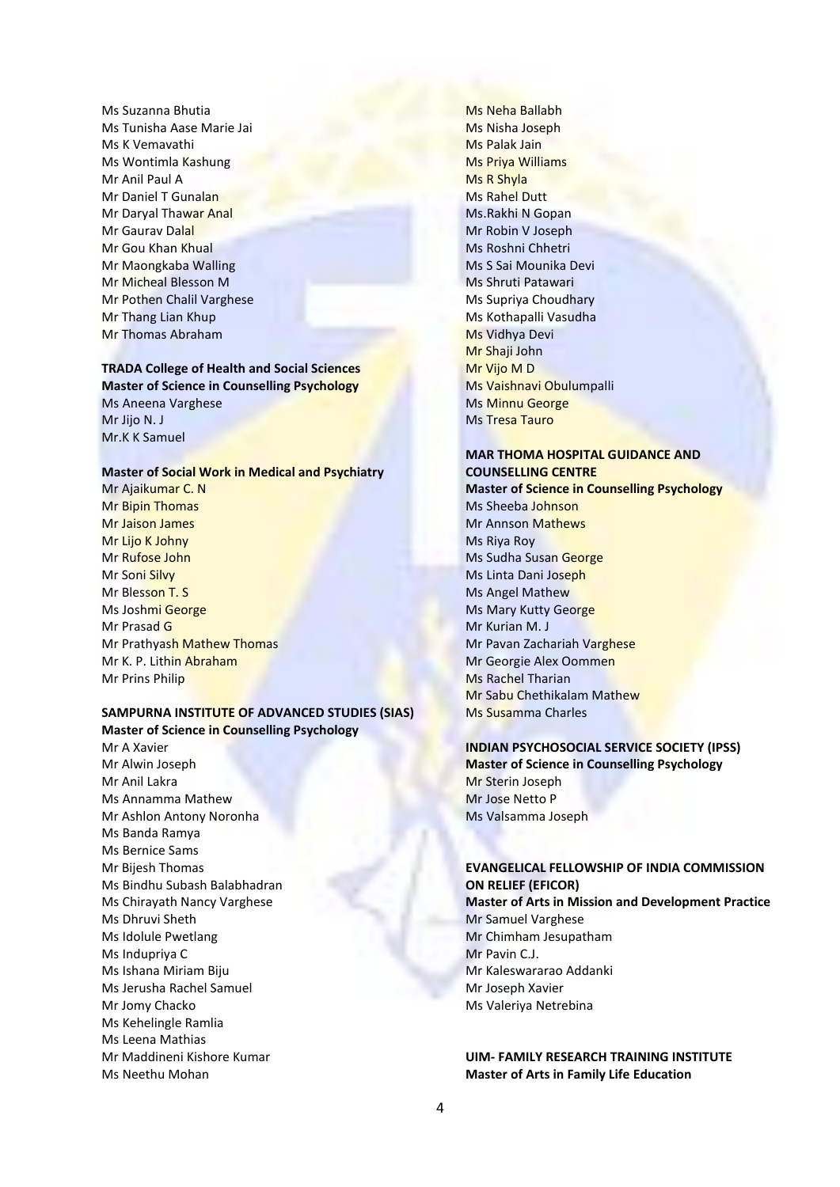Ms Suzanna Bhutia
Ms Tunisha Aase Marie Jai
Ms K Vemavathi
Ms Wontimla Kashung
Mr Anil Paul A
Mr Daniel T Gunalan
Mr Daryal Thawar Anal
Mr Gaurav Dalal
Mr Gou Khan Khual
Mr Maongkaba Walling
Mr Micheal Blesson M
Mr Pothen Chalil Varghese
Mr Thang Lian Khup
Mr Thomas Abraham

**TRADA College of Health and Social Sciences**
**Master of Science in Counselling Psychology**
Ms Aneena Varghese
Mr Jijo N. J
Mr.K K Samuel

**Master of Social Work in Medical and Psychiatry**
Mr Ajaikumar C. N
Mr Bipin Thomas
Mr Jaison James
Mr Lijo K Johny
Mr Rufose John
Mr Soni Silvy
Mr Blesson T. S
Ms Joshmi George
Mr Prasad G
Mr Prathyash Mathew Thomas
Mr K. P. Lithin Abraham
Mr Prins Philip

**SAMPURNA INSTITUTE OF ADVANCED STUDIES (SIAS)**
**Master of Science in Counselling Psychology**
Mr A Xavier
Mr Alwin Joseph
Mr Anil Lakra
Ms Annamma Mathew
Mr Ashlon Antony Noronha
Ms Banda Ramya
Ms Bernice Sams
Mr Bijesh Thomas
Ms Bindhu Subash Balabhadran
Ms Chirayath Nancy Varghese
Ms Dhruvi Sheth
Ms Idolule Pwetlang
Ms Indupriya C
Ms Ishana Miriam Biju
Ms Jerusha Rachel Samuel
Mr Jomy Chacko
Ms Kehelingle Ramlia
Ms Leena Mathias
Mr Maddineni Kishore Kumar
Ms Neethu Mohan
Ms Neha Ballabh
Ms Nisha Joseph
Ms Palak Jain
Ms Priya Williams
Ms R Shyla
Ms Rahel Dutt
Ms.Rakhi N Gopan
Mr Robin V Joseph
Ms Roshni Chhetri
Ms S Sai Mounika Devi
Ms Shruti Patawari
Ms Supriya Choudhary
Ms Kothapalli Vasudha
Ms Vidhya Devi
Mr Shaji John
Mr Vijo M D
Ms Vaishnavi Obulumpalli
Ms Minnu George
Ms Tresa Tauro

**MAR THOMA HOSPITAL GUIDANCE AND COUNSELLING CENTRE**
**Master of Science in Counselling Psychology**
Ms Sheeba Johnson
Mr Annson Mathews
Ms Riya Roy
Ms Sudha Susan George
Ms Linta Dani Joseph
Ms Angel Mathew
Ms Mary Kutty George
Mr Kurian M. J
Mr Pavan Zachariah Varghese
Mr Georgie Alex Oommen
Ms Rachel Tharian
Mr Sabu Chethikalam Mathew
Ms Susamma Charles

**INDIAN PSYCHOSOCIAL SERVICE SOCIETY (IPSS)**
**Master of Science in Counselling Psychology**
Mr Sterin Joseph
Mr Jose Netto P
Ms Valsamma Joseph

**EVANGELICAL FELLOWSHIP OF INDIA COMMISSION ON RELIEF (EFICOR)**
**Master of Arts in Mission and Development Practice**
Mr Samuel Varghese
Mr Chimham Jesupatham
Mr Pavin C.J.
Mr Kaleswararao Addanki
Mr Joseph Xavier
Ms Valeriya Netrebina

**UIM- FAMILY RESEARCH TRAINING INSTITUTE**
**Master of Arts in Family Life Education**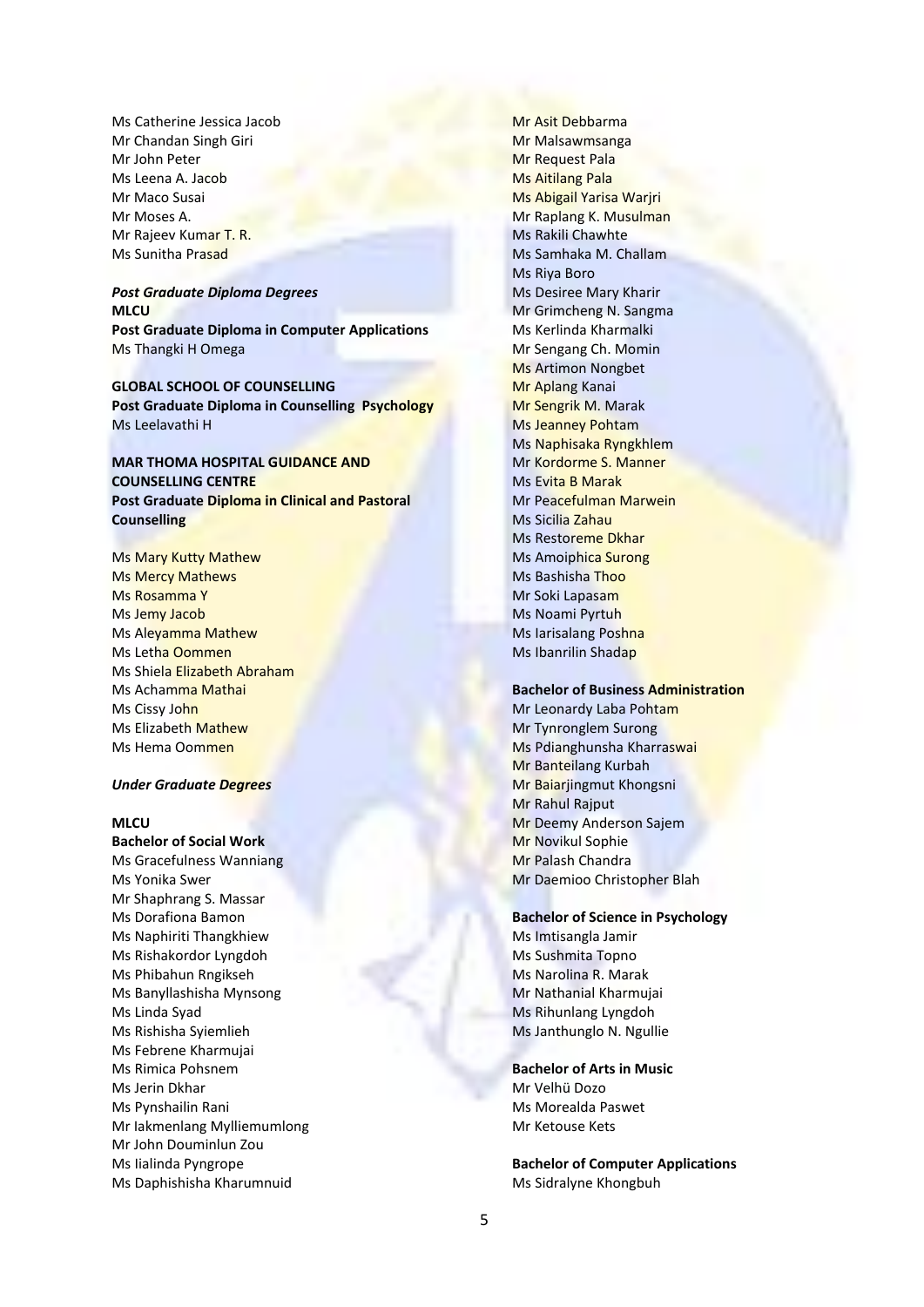Ms Catherine Jessica Jacob
Mr Chandan Singh Giri
Mr John Peter
Ms Leena A. Jacob
Mr Maco Susai
Mr Moses A.
Mr Rajeev Kumar T. R.
Ms Sunitha Prasad

***Post Graduate Diploma Degrees***

**MLCU**

**Post Graduate Diploma in Computer Applications**

Ms Thangki H Omega

**GLOBAL SCHOOL OF COUNSELLING**

**Post Graduate Diploma in Counselling Psychology**

Ms Leelavathi H

**MAR THOMA HOSPITAL GUIDANCE AND COUNSELLING CENTRE**

**Post Graduate Diploma in Clinical and Pastoral Counselling**

Ms Mary Kutty Mathew
Ms Mercy Mathews
Ms Rosamma Y
Ms Jemy Jacob
Ms Aleyamma Mathew
Ms Letha Oommen
Ms Shiela Elizabeth Abraham
Ms Achamma Mathai
Ms Cissy John
Ms Elizabeth Mathew
Ms Hema Oommen

***Under Graduate Degrees***

**MLCU**

**Bachelor of Social Work**

Ms Gracefulness Wanniang
Ms Yonika Swer
Mr Shaphrang S. Massar
Ms Dorafiona Bamon
Ms Naphiriti Thangkhiew
Ms Rishakordor Lyngdoh
Ms Phibahun Rngikseh
Ms Banyllashisha Mynsong
Ms Linda Syad
Ms Rishisha Syiemlieh
Ms Febrene Kharmujai
Ms Rimica Pohsnem
Ms Jerin Dkhar
Ms Pynshailin Rani
Mr Iakmenlang Mylliemumlong
Mr John Douminlun Zou
Ms Iialinda Pyngrope
Ms Daphishisha Kharumnuid
Mr Asit Debbarma
Mr Malsawmsanga
Mr Request Pala
Ms Aitilang Pala
Ms Abigail Yarisa Warjri
Mr Raplang K. Musulman
Ms Rakili Chawhte
Ms Samhaka M. Challam
Ms Riya Boro
Ms Desiree Mary Kharir
Mr Grimcheng N. Sangma
Ms Kerlinda Kharmalki
Mr Sengang Ch. Momin
Ms Artimon Nongbet
Mr Aplang Kanai
Mr Sengrik M. Marak
Ms Jeanney Pohtam
Ms Naphisaka Ryngkhlem
Mr Kordorme S. Manner
Ms Evita B Marak
Mr Peacefulman Marwein
Ms Sicilia Zahau
Ms Restoreme Dkhar
Ms Amoiphica Surong
Ms Bashisha Thoo
Mr Soki Lapasam
Ms Noami Pyrtuh
Ms Iarisalang Poshna
Ms Ibanrilin Shadap

**Bachelor of Business Administration**

Mr Leonardy Laba Pohtam
Mr Tynronglem Surong
Ms Pdianghunsha Kharraswai
Mr Banteilang Kurbah
Mr Baiarjingmut Khongsni
Mr Rahul Rajput
Mr Deemy Anderson Sajem
Mr Novikul Sophie
Mr Palash Chandra
Mr Daemioo Christopher Blah

**Bachelor of Science in Psychology**

Ms Imtisangla Jamir
Ms Sushmita Topno
Ms Narolina R. Marak
Mr Nathanial Kharmujai
Ms Rihunlang Lyngdoh
Ms Janthunglo N. Ngullie

**Bachelor of Arts in Music**

Mr Velhü Dozo
Ms Morealda Paswet
Mr Ketouse Kets

**Bachelor of Computer Applications**

Ms Sidralyne Khongbuh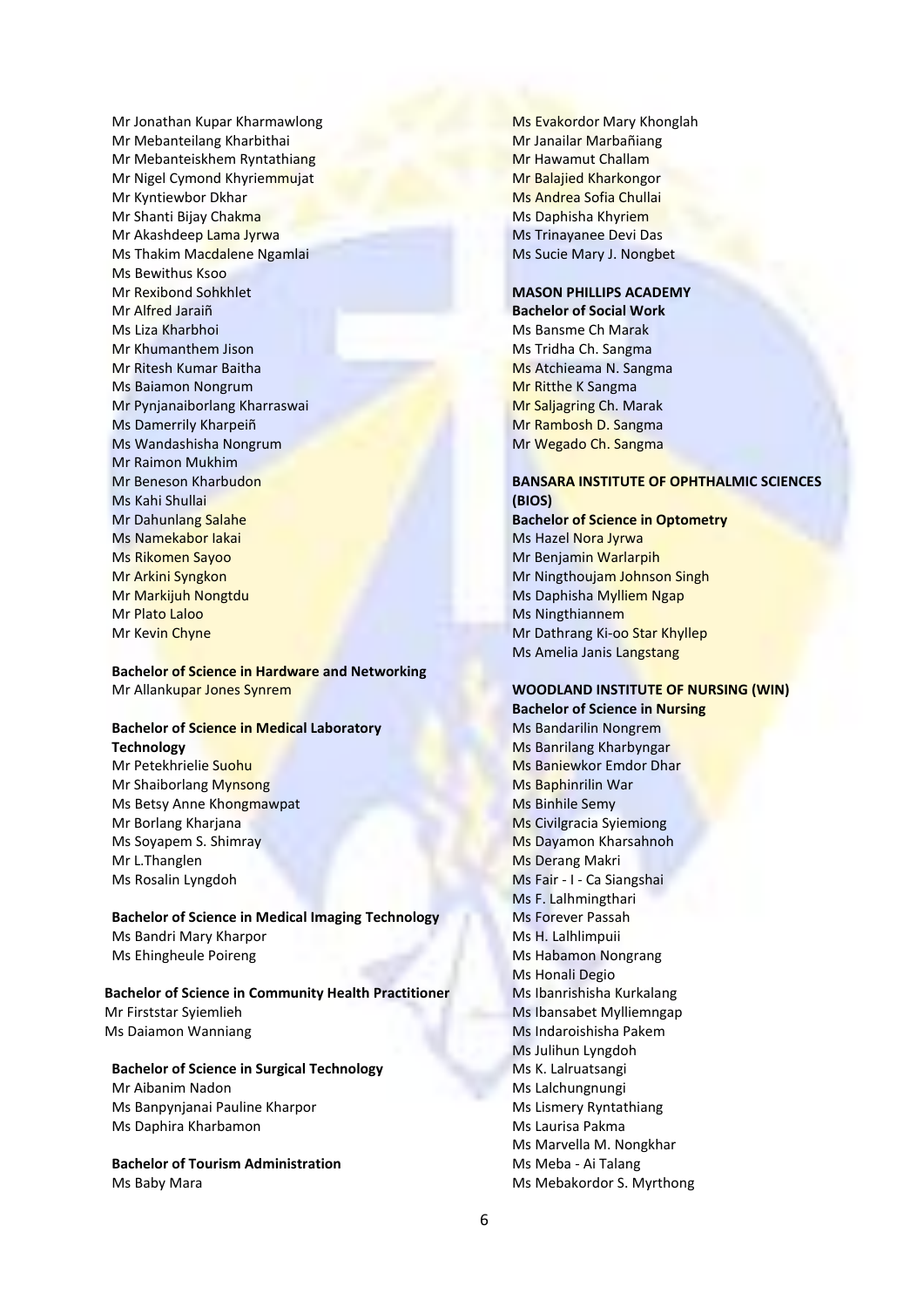Mr Jonathan Kupar Kharmawlong
Mr Mebanteilang Kharbithai
Mr Mebanteiskhem Ryntathiang
Mr Nigel Cymond Khyriemmujat
Mr Kyntiewbor Dkhar
Mr Shanti Bijay Chakma
Mr Akashdeep Lama Jyrwa
Ms Thakim Macdalene Ngamlai
Ms Bewithus Ksoo
Mr Rexibond Sohkhlet
Mr Alfred Jaraiñ
Ms Liza Kharbhoi
Mr Khumanthem Jison
Mr Ritesh Kumar Baitha
Ms Baiamon Nongrum
Mr Pynjanaiborlang Kharraswai
Ms Damerrily Kharpeiñ
Ms Wandashisha Nongrum
Mr Raimon Mukhim
Mr Beneson Kharbudon
Ms Kahi Shullai
Mr Dahunlang Salahe
Ms Namekabor Iakai
Ms Rikomen Sayoo
Mr Arkini Syngkon
Mr Markijuh Nongtdu
Mr Plato Laloo
Mr Kevin Chyne

**Bachelor of Science in Hardware and Networking**

Mr Allankupar Jones Synrem

**Bachelor of Science in Medical Laboratory Technology**

Mr Petekhrielie Suohu
Mr Shaiborlang Mynsong
Ms Betsy Anne Khongmawpat
Mr Borlang Kharjana
Ms Soyapem S. Shimray
Mr L.Thanglen
Ms Rosalin Lyngdoh

**Bachelor of Science in Medical Imaging Technology**

Ms Bandri Mary Kharpor
Ms Ehingheule Poireng

**Bachelor of Science in Community Health Practitioner**

Mr Firststar Syiemlieh
Ms Daiamon Wanniang

**Bachelor of Science in Surgical Technology**

Mr Aibanim Nadon
Ms Banpynjanai Pauline Kharpor
Ms Daphira Kharbamon

**Bachelor of Tourism Administration**

Ms Baby Mara
Ms Evakordor Mary Khonglah
Mr Janailar Marbañiang
Mr Hawamut Challam
Mr Balajied Kharkongor
Ms Andrea Sofia Chullai
Ms Daphisha Khyriem
Ms Trinayanee Devi Das
Ms Sucie Mary J. Nongbet

**MASON PHILLIPS ACADEMY**

**Bachelor of Social Work**

Ms Bansme Ch Marak
Ms Tridha Ch. Sangma
Ms Atchieama N. Sangma
Mr Ritthe K Sangma
Mr Saljagring Ch. Marak
Mr Rambosh D. Sangma
Mr Wegado Ch. Sangma

**BANSARA INSTITUTE OF OPHTHALMIC SCIENCES (BIOS)**

**Bachelor of Science in Optometry**

Ms Hazel Nora Jyrwa
Mr Benjamin Warlarpih
Mr Ningthoujam Johnson Singh
Ms Daphisha Mylliem Ngap
Ms Ningthiannem
Mr Dathrang Ki-oo Star Khyllep
Ms Amelia Janis Langstang

**WOODLAND INSTITUTE OF NURSING (WIN)**

**Bachelor of Science in Nursing**

Ms Bandarilin Nongrem
Ms Banrilang Kharbyngar
Ms Baniewkor Emdor Dhar
Ms Baphinrilin War
Ms Binhile Semy
Ms Civilgracia Syiemiong
Ms Dayamon Kharsahnoh
Ms Derang Makri
Ms Fair - I - Ca Siangshai
Ms F. Lalhmingthari
Ms Forever Passah
Ms H. Lalhlimpuii
Ms Habamon Nongrang
Ms Honali Degio
Ms Ibanrishisha Kurkalang
Ms Ibansabet Mylliemngap
Ms Indaroishisha Pakem
Ms Julihun Lyngdoh
Ms K. Lalruatsangi
Ms Lalchungnungi
Ms Lismery Ryntathiang
Ms Laurisa Pakma
Ms Marvella M. Nongkhar
Ms Meba - Ai Talang
Ms Mebakordor S. Myrthong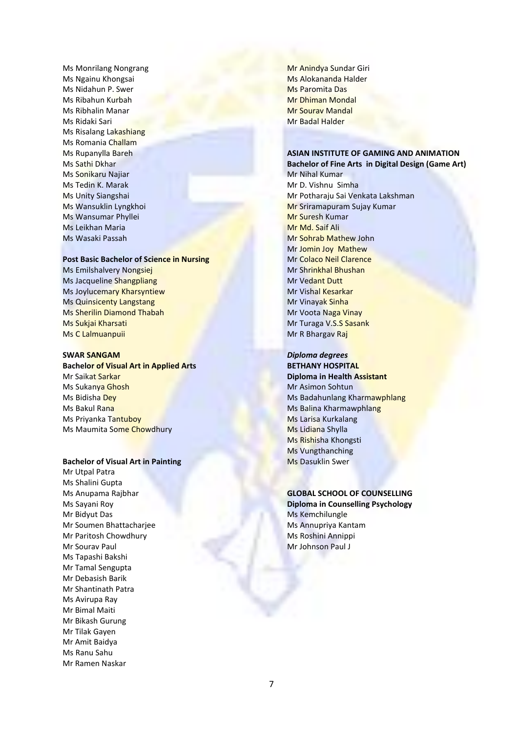Ms Monrilang Nongrang
Ms Ngainu Khongsai
Ms Nidahun P. Swer
Ms Ribahun Kurbah
Ms Ribhalin Manar
Ms Ridaki Sari
Ms Risalang Lakashiang
Ms Romania Challam
Ms Rupanylla Bareh
Ms Sathi Dkhar
Ms Sonikaru Najiar
Ms Tedin K. Marak
Ms Unity Siangshai
Ms Wansuklin Lyngkhoi
Ms Wansumar Phyllei
Ms Leikhan Maria
Ms Wasaki Passah

**Post Basic Bachelor of Science in Nursing**

Ms Emilshalvery Nongsiej
Ms Jacqueline Shangpliang
Ms Joylucemary Kharsyntiew
Ms Quinsicenty Langstang
Ms Sherilin Diamond Thabah
Ms Sukjai Kharsati
Ms C Lalmuanpuii

**SWAR SANGAM**

**Bachelor of Visual Art in Applied Arts**

Mr Saikat Sarkar
Ms Sukanya Ghosh
Ms Bidisha Dey
Ms Bakul Rana
Ms Priyanka Tantuboy
Ms Maumita Some Chowdhury

**Bachelor of Visual Art in Painting**

Mr Utpal Patra
Ms Shalini Gupta
Ms Anupama Rajbhar
Ms Sayani Roy
Mr Bidyut Das
Mr Soumen Bhattacharjee
Mr Paritosh Chowdhury
Mr Sourav Paul
Ms Tapashi Bakshi
Mr Tamal Sengupta
Mr Debasish Barik
Mr Shantinath Patra
Ms Avirupa Ray
Mr Bimal Maiti
Mr Bikash Gurung
Mr Tilak Gayen
Mr Amit Baidya
Ms Ranu Sahu
Mr Ramen Naskar
Mr Anindya Sundar Giri
Ms Alokananda Halder
Ms Paromita Das
Mr Dhiman Mondal
Mr Sourav Mandal
Mr Badal Halder

**ASIAN INSTITUTE OF GAMING AND ANIMATION**

**Bachelor of Fine Arts in Digital Design (Game Art)**

Mr Nihal Kumar
Mr D. Vishnu Simha
Mr Potharaju Sai Venkata Lakshman
Mr Sriramapuram Sujay Kumar
Mr Suresh Kumar
Mr Md. Saif Ali
Mr Sohrab Mathew John
Mr Jomin Joy Mathew
Mr Colaco Neil Clarence
Mr Shrinkhal Bhushan
Mr Vedant Dutt
Mr Vishal Kesarkar
Mr Vinayak Sinha
Mr Voota Naga Vinay
Mr Turaga V.S.S Sasank
Mr R Bhargav Raj

***Diploma degrees***

**BETHANY HOSPITAL**

**Diploma in Health Assistant**

Mr Asimon Sohtun
Ms Badahunlang Kharmawphlang
Ms Balina Kharmawphlang
Ms Larisa Kurkalang
Ms Lidiana Shylla
Ms Rishisha Khongsti
Ms Vungthanching
Ms Dasuklin Swer

**GLOBAL SCHOOL OF COUNSELLING**

**Diploma in Counselling Psychology**

Ms Kemchilungle
Ms Annupriya Kantam
Ms Roshini Annippi
Mr Johnson Paul J